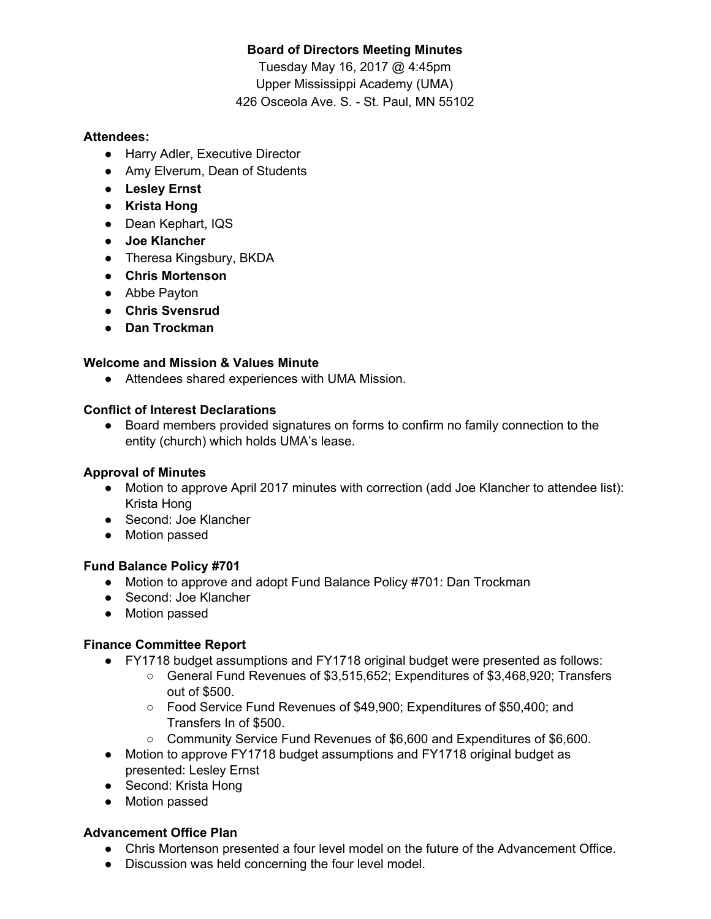**Board of Directors Meeting Minutes**

Tuesday May 16, 2017 @ 4:45pm
Upper Mississippi Academy (UMA)
426 Osceola Ave. S. - St. Paul, MN 55102

**Attendees:**

- Harry Adler, Executive Director
- Amy Elverum, Dean of Students
- **Lesley Ernst**
- **Krista Hong**
- Dean Kephart, IQS
- **Joe Klancher**
- Theresa Kingsbury, BKDA
- **Chris Mortenson**
- Abbe Payton
- **Chris Svensrud**
- **Dan Trockman**

**Welcome and Mission & Values Minute**

- Attendees shared experiences with UMA Mission.

**Conflict of Interest Declarations**

- Board members provided signatures on forms to confirm no family connection to the entity (church) which holds UMA's lease.

**Approval of Minutes**

- Motion to approve April 2017 minutes with correction (add Joe Klancher to attendee list): Krista Hong
- Second: Joe Klancher
- Motion passed

**Fund Balance Policy #701**

- Motion to approve and adopt Fund Balance Policy #701: Dan Trockman
- Second: Joe Klancher
- Motion passed

**Finance Committee Report**

- FY1718 budget assumptions and FY1718 original budget were presented as follows:
  - General Fund Revenues of $3,515,652; Expenditures of $3,468,920; Transfers out of $500.
  - Food Service Fund Revenues of $49,900; Expenditures of $50,400; and Transfers In of $500.
  - Community Service Fund Revenues of $6,600 and Expenditures of $6,600.
- Motion to approve FY1718 budget assumptions and FY1718 original budget as presented: Lesley Ernst
- Second: Krista Hong
- Motion passed

**Advancement Office Plan**

- Chris Mortenson presented a four level model on the future of the Advancement Office.
- Discussion was held concerning the four level model.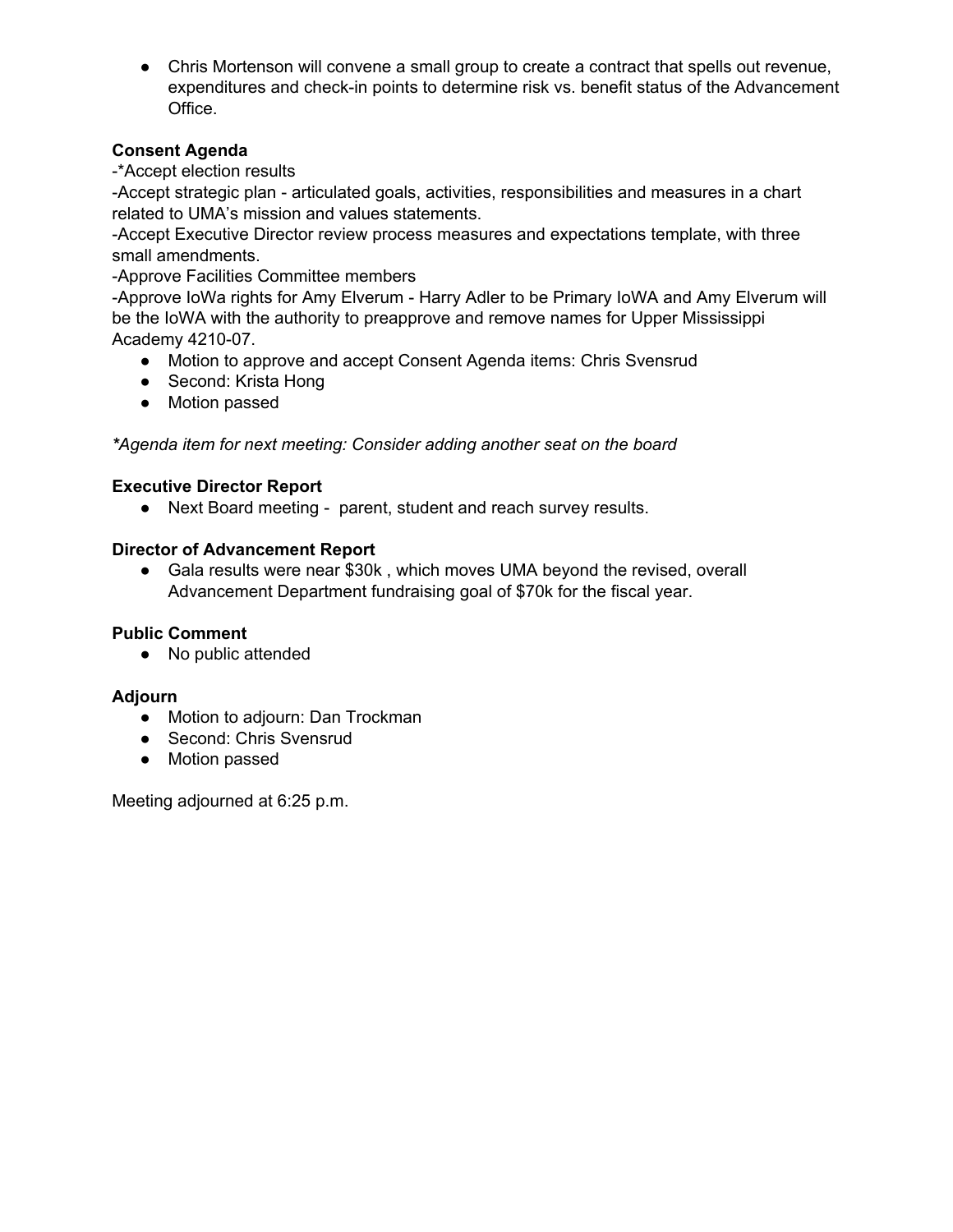- Chris Mortenson will convene a small group to create a contract that spells out revenue, expenditures and check-in points to determine risk vs. benefit status of the Advancement Office.

**Consent Agenda**

-*Accept election results
-Accept strategic plan - articulated goals, activities, responsibilities and measures in a chart related to UMA's mission and values statements.
-Accept Executive Director review process measures and expectations template, with three small amendments.
-Approve Facilities Committee members
-Approve IoWa rights for Amy Elverum - Harry Adler to be Primary IoWA and Amy Elverum will be the IoWA with the authority to preapprove and remove names for Upper Mississippi Academy 4210-07.

- Motion to approve and accept Consent Agenda items: Chris Svensrud
- Second: Krista Hong
- Motion passed

***Agenda item for next meeting: Consider adding another seat on the board***

**Executive Director Report**

- Next Board meeting - parent, student and reach survey results.

**Director of Advancement Report**

- Gala results were near $30k , which moves UMA beyond the revised, overall Advancement Department fundraising goal of $70k for the fiscal year.

**Public Comment**

- No public attended

**Adjourn**

- Motion to adjourn: Dan Trockman
- Second: Chris Svensrud
- Motion passed

Meeting adjourned at 6:25 p.m.